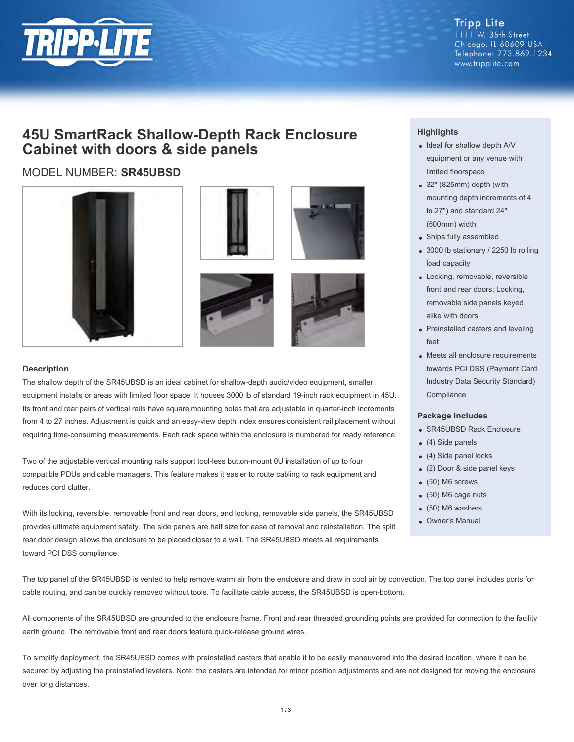Tripp Lite
1111 W. 35th Street
Chicago, IL 60609 USA
Telephone: 773.869.1234
www.tripplite.com

# 45U SmartRack Shallow-Depth Rack Enclosure Cabinet with doors & side panels

## MODEL NUMBER: **SR45UBSD**

### Highlights

- Ideal for shallow depth A/V equipment or any venue with limited floorspace
- 32" (825mm) depth (with mounting depth increments of 4 to 27") and standard 24" (600mm) width
- Ships fully assembled
- 3000 lb stationary / 2250 lb rolling load capacity
- Locking, removable, reversible front and rear doors; Locking, removable side panels keyed alike with doors
- Preinstalled casters and leveling feet
- Meets all enclosure requirements towards PCI DSS (Payment Card Industry Data Security Standard) Compliance

### Package Includes

- SR45UBSD Rack Enclosure
- (4) Side panels
- (4) Side panel locks
- (2) Door & side panel keys
- (50) M6 screws
- (50) M6 cage nuts
- (50) M6 washers
- Owner's Manual

### Description

The shallow depth of the SR45UBSD is an ideal cabinet for shallow-depth audio/video equipment, smaller equipment installs or areas with limited floor space. It houses 3000 lb of standard 19-inch rack equipment in 45U. Its front and rear pairs of vertical rails have square mounting holes that are adjustable in quarter-inch increments from 4 to 27 inches. Adjustment is quick and an easy-view depth index ensures consistent rail placement without requiring time-consuming measurements. Each rack space within the enclosure is numbered for ready reference.

Two of the adjustable vertical mounting rails support tool-less button-mount 0U installation of up to four compatible PDUs and cable managers. This feature makes it easier to route cabling to rack equipment and reduces cord clutter.

With its locking, reversible, removable front and rear doors, and locking, removable side panels, the SR45UBSD provides ultimate equipment safety. The side panels are half size for ease of removal and reinstallation. The split rear door design allows the enclosure to be placed closer to a wall. The SR45UBSD meets all requirements toward PCI DSS compliance.

The top panel of the SR45UBSD is vented to help remove warm air from the enclosure and draw in cool air by convection. The top panel includes ports for cable routing, and can be quickly removed without tools. To facilitate cable access, the SR45UBSD is open-bottom.

All components of the SR45UBSD are grounded to the enclosure frame. Front and rear threaded grounding points are provided for connection to the facility earth ground. The removable front and rear doors feature quick-release ground wires.

To simplify deployment, the SR45UBSD comes with preinstalled casters that enable it to be easily maneuvered into the desired location, where it can be secured by adjusting the preinstalled levelers. Note: the casters are intended for minor position adjustments and are not designed for moving the enclosure over long distances.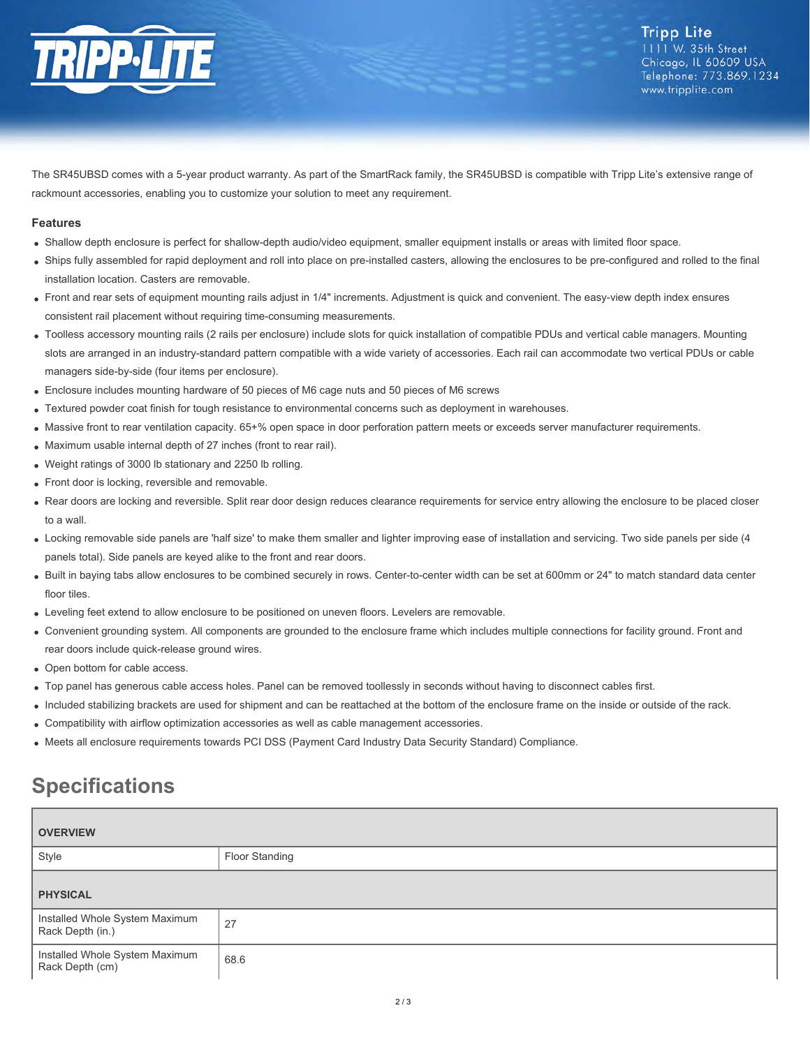The SR45UBSD comes with a 5-year product warranty. As part of the SmartRack family, the SR45UBSD is compatible with Tripp Lite's extensive range of rackmount accessories, enabling you to customize your solution to meet any requirement.

### Features

- Shallow depth enclosure is perfect for shallow-depth audio/video equipment, smaller equipment installs or areas with limited floor space.
- Ships fully assembled for rapid deployment and roll into place on pre-installed casters, allowing the enclosures to be pre-configured and rolled to the final installation location. Casters are removable.
- Front and rear sets of equipment mounting rails adjust in 1/4" increments. Adjustment is quick and convenient. The easy-view depth index ensures consistent rail placement without requiring time-consuming measurements.
- Toolless accessory mounting rails (2 rails per enclosure) include slots for quick installation of compatible PDUs and vertical cable managers. Mounting slots are arranged in an industry-standard pattern compatible with a wide variety of accessories. Each rail can accommodate two vertical PDUs or cable managers side-by-side (four items per enclosure).
- Enclosure includes mounting hardware of 50 pieces of M6 cage nuts and 50 pieces of M6 screws
- Textured powder coat finish for tough resistance to environmental concerns such as deployment in warehouses.
- Massive front to rear ventilation capacity. 65+% open space in door perforation pattern meets or exceeds server manufacturer requirements.
- Maximum usable internal depth of 27 inches (front to rear rail).
- Weight ratings of 3000 lb stationary and 2250 lb rolling.
- Front door is locking, reversible and removable.
- Rear doors are locking and reversible. Split rear door design reduces clearance requirements for service entry allowing the enclosure to be placed closer to a wall.
- Locking removable side panels are 'half size' to make them smaller and lighter improving ease of installation and servicing. Two side panels per side (4 panels total). Side panels are keyed alike to the front and rear doors.
- Built in baying tabs allow enclosures to be combined securely in rows. Center-to-center width can be set at 600mm or 24" to match standard data center floor tiles.
- Leveling feet extend to allow enclosure to be positioned on uneven floors. Levelers are removable.
- Convenient grounding system. All components are grounded to the enclosure frame which includes multiple connections for facility ground. Front and rear doors include quick-release ground wires.
- Open bottom for cable access.
- Top panel has generous cable access holes. Panel can be removed toollessly in seconds without having to disconnect cables first.
- Included stabilizing brackets are used for shipment and can be reattached at the bottom of the enclosure frame on the inside or outside of the rack.
- Compatibility with airflow optimization accessories as well as cable management accessories.
- Meets all enclosure requirements towards PCI DSS (Payment Card Industry Data Security Standard) Compliance.

## Specifications

| OVERVIEW | |
|---|---|
| Style | Floor Standing |
| **PHYSICAL** | |
| Installed Whole System Maximum Rack Depth (in.) | 27 |
| Installed Whole System Maximum Rack Depth (cm) | 68.6 |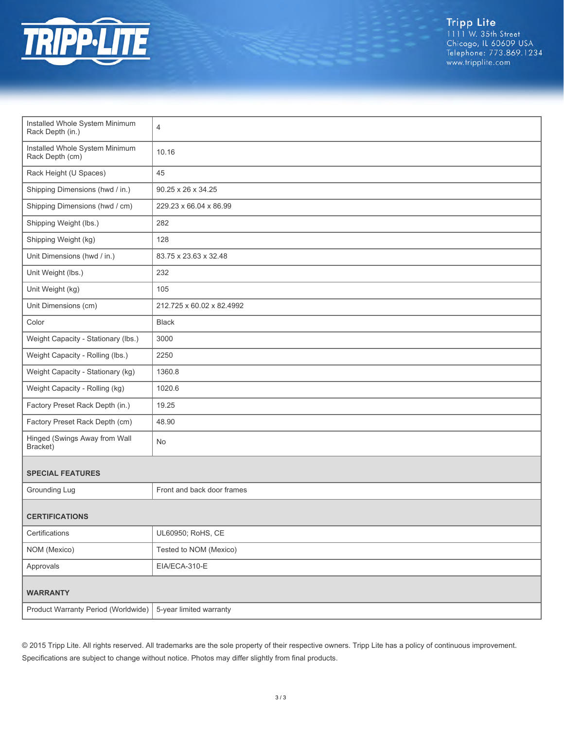| | |
|---|---|
| Installed Whole System Minimum Rack Depth (in.) | 4 |
| Installed Whole System Minimum Rack Depth (cm) | 10.16 |
| Rack Height (U Spaces) | 45 |
| Shipping Dimensions (hwd / in.) | 90.25 x 26 x 34.25 |
| Shipping Dimensions (hwd / cm) | 229.23 x 66.04 x 86.99 |
| Shipping Weight (lbs.) | 282 |
| Shipping Weight (kg) | 128 |
| Unit Dimensions (hwd / in.) | 83.75 x 23.63 x 32.48 |
| Unit Weight (lbs.) | 232 |
| Unit Weight (kg) | 105 |
| Unit Dimensions (cm) | 212.725 x 60.02 x 82.4992 |
| Color | Black |
| Weight Capacity - Stationary (lbs.) | 3000 |
| Weight Capacity - Rolling (lbs.) | 2250 |
| Weight Capacity - Stationary (kg) | 1360.8 |
| Weight Capacity - Rolling (kg) | 1020.6 |
| Factory Preset Rack Depth (in.) | 19.25 |
| Factory Preset Rack Depth (cm) | 48.90 |
| Hinged (Swings Away from Wall Bracket) | No |
| **SPECIAL FEATURES** | |
| Grounding Lug | Front and back door frames |
| **CERTIFICATIONS** | |
| Certifications | UL60950; RoHS, CE |
| NOM (Mexico) | Tested to NOM (Mexico) |
| Approvals | EIA/ECA-310-E |
| **WARRANTY** | |
| Product Warranty Period (Worldwide) | 5-year limited warranty |

© 2015 Tripp Lite. All rights reserved. All trademarks are the sole property of their respective owners. Tripp Lite has a policy of continuous improvement. Specifications are subject to change without notice. Photos may differ slightly from final products.